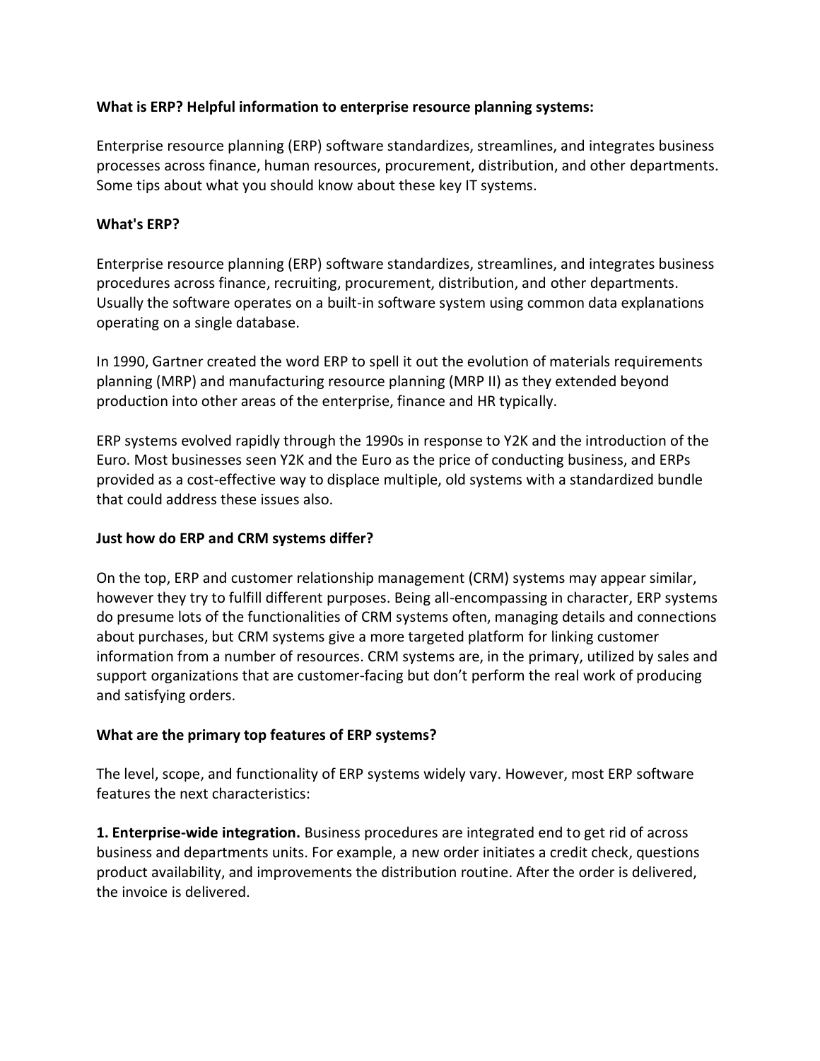**What is ERP? Helpful information to enterprise resource planning systems:**

Enterprise resource planning (ERP) software standardizes, streamlines, and integrates business processes across finance, human resources, procurement, distribution, and other departments. Some tips about what you should know about these key IT systems.

**What's ERP?**

Enterprise resource planning (ERP) software standardizes, streamlines, and integrates business procedures across finance, recruiting, procurement, distribution, and other departments. Usually the software operates on a built-in software system using common data explanations operating on a single database.

In 1990, Gartner created the word ERP to spell it out the evolution of materials requirements planning (MRP) and manufacturing resource planning (MRP II) as they extended beyond production into other areas of the enterprise, finance and HR typically.

ERP systems evolved rapidly through the 1990s in response to Y2K and the introduction of the Euro. Most businesses seen Y2K and the Euro as the price of conducting business, and ERPs provided as a cost-effective way to displace multiple, old systems with a standardized bundle that could address these issues also.

**Just how do ERP and CRM systems differ?**

On the top, ERP and customer relationship management (CRM) systems may appear similar, however they try to fulfill different purposes. Being all-encompassing in character, ERP systems do presume lots of the functionalities of CRM systems often, managing details and connections about purchases, but CRM systems give a more targeted platform for linking customer information from a number of resources. CRM systems are, in the primary, utilized by sales and support organizations that are customer-facing but don't perform the real work of producing and satisfying orders.

**What are the primary top features of ERP systems?**

The level, scope, and functionality of ERP systems widely vary. However, most ERP software features the next characteristics:

**1. Enterprise-wide integration.** Business procedures are integrated end to get rid of across business and departments units. For example, a new order initiates a credit check, questions product availability, and improvements the distribution routine. After the order is delivered, the invoice is delivered.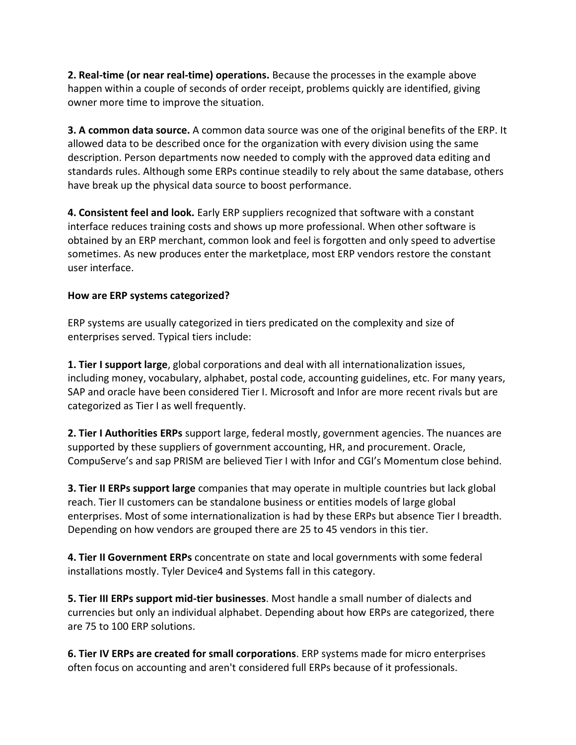**2. Real-time (or near real-time) operations.** Because the processes in the example above happen within a couple of seconds of order receipt, problems quickly are identified, giving owner more time to improve the situation.

**3. A common data source.** A common data source was one of the original benefits of the ERP. It allowed data to be described once for the organization with every division using the same description. Person departments now needed to comply with the approved data editing and standards rules. Although some ERPs continue steadily to rely about the same database, others have break up the physical data source to boost performance.

**4. Consistent feel and look.** Early ERP suppliers recognized that software with a constant interface reduces training costs and shows up more professional. When other software is obtained by an ERP merchant, common look and feel is forgotten and only speed to advertise sometimes. As new produces enter the marketplace, most ERP vendors restore the constant user interface.

**How are ERP systems categorized?**

ERP systems are usually categorized in tiers predicated on the complexity and size of enterprises served. Typical tiers include:

**1. Tier I support large**, global corporations and deal with all internationalization issues, including money, vocabulary, alphabet, postal code, accounting guidelines, etc. For many years, SAP and oracle have been considered Tier I. Microsoft and Infor are more recent rivals but are categorized as Tier I as well frequently.

**2. Tier I Authorities ERPs** support large, federal mostly, government agencies. The nuances are supported by these suppliers of government accounting, HR, and procurement. Oracle, CompuServe's and sap PRISM are believed Tier I with Infor and CGI's Momentum close behind.

**3. Tier II ERPs support large** companies that may operate in multiple countries but lack global reach. Tier II customers can be standalone business or entities models of large global enterprises. Most of some internationalization is had by these ERPs but absence Tier I breadth. Depending on how vendors are grouped there are 25 to 45 vendors in this tier.

**4. Tier II Government ERPs** concentrate on state and local governments with some federal installations mostly. Tyler Device4 and Systems fall in this category.

**5. Tier III ERPs support mid-tier businesses**. Most handle a small number of dialects and currencies but only an individual alphabet. Depending about how ERPs are categorized, there are 75 to 100 ERP solutions.

**6. Tier IV ERPs are created for small corporations**. ERP systems made for micro enterprises often focus on accounting and aren't considered full ERPs because of it professionals.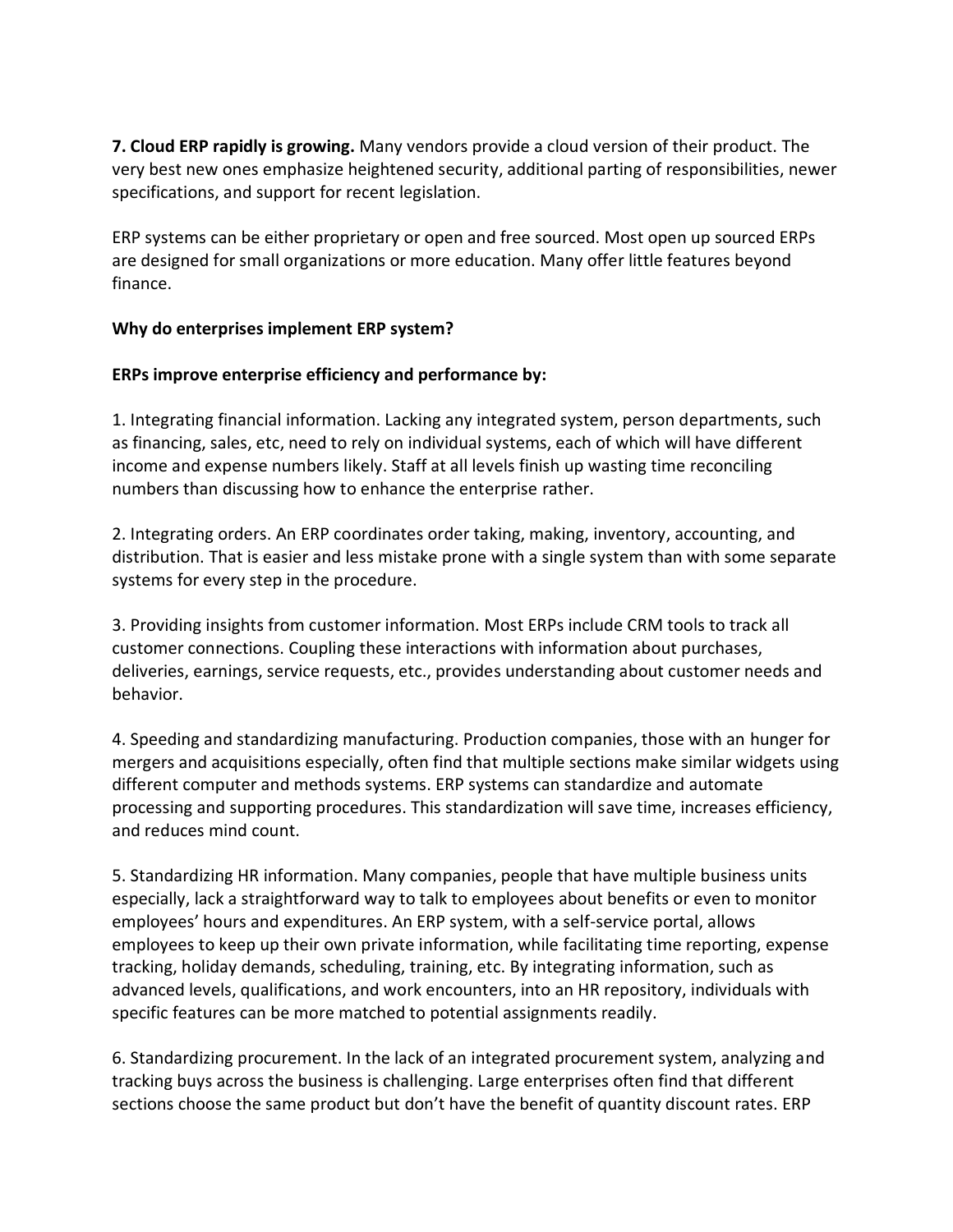**7. Cloud ERP rapidly is growing.** Many vendors provide a cloud version of their product. The very best new ones emphasize heightened security, additional parting of responsibilities, newer specifications, and support for recent legislation.

ERP systems can be either proprietary or open and free sourced. Most open up sourced ERPs are designed for small organizations or more education. Many offer little features beyond finance.

**Why do enterprises implement ERP system?**

**ERPs improve enterprise efficiency and performance by:**

1. Integrating financial information. Lacking any integrated system, person departments, such as financing, sales, etc, need to rely on individual systems, each of which will have different income and expense numbers likely. Staff at all levels finish up wasting time reconciling numbers than discussing how to enhance the enterprise rather.

2. Integrating orders. An ERP coordinates order taking, making, inventory, accounting, and distribution. That is easier and less mistake prone with a single system than with some separate systems for every step in the procedure.

3. Providing insights from customer information. Most ERPs include CRM tools to track all customer connections. Coupling these interactions with information about purchases, deliveries, earnings, service requests, etc., provides understanding about customer needs and behavior.

4. Speeding and standardizing manufacturing. Production companies, those with an hunger for mergers and acquisitions especially, often find that multiple sections make similar widgets using different computer and methods systems. ERP systems can standardize and automate processing and supporting procedures. This standardization will save time, increases efficiency, and reduces mind count.

5. Standardizing HR information. Many companies, people that have multiple business units especially, lack a straightforward way to talk to employees about benefits or even to monitor employees' hours and expenditures. An ERP system, with a self-service portal, allows employees to keep up their own private information, while facilitating time reporting, expense tracking, holiday demands, scheduling, training, etc. By integrating information, such as advanced levels, qualifications, and work encounters, into an HR repository, individuals with specific features can be more matched to potential assignments readily.

6. Standardizing procurement. In the lack of an integrated procurement system, analyzing and tracking buys across the business is challenging. Large enterprises often find that different sections choose the same product but don't have the benefit of quantity discount rates. ERP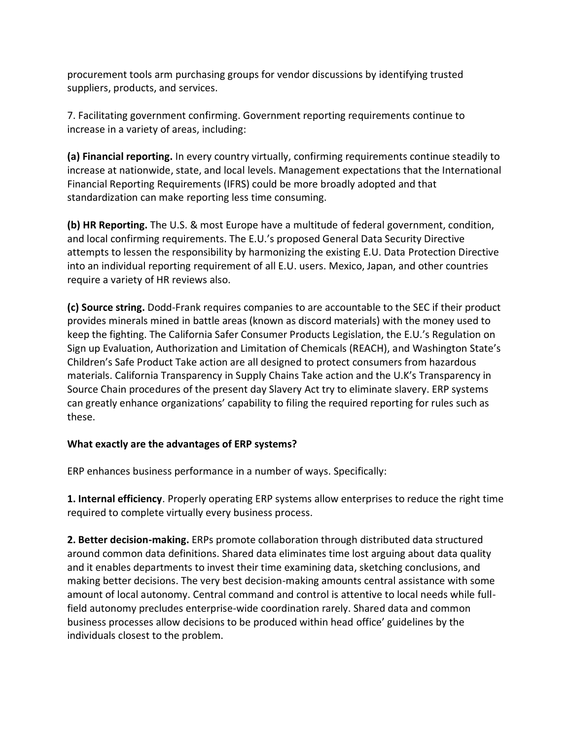procurement tools arm purchasing groups for vendor discussions by identifying trusted suppliers, products, and services.

7. Facilitating government confirming. Government reporting requirements continue to increase in a variety of areas, including:

**(a) Financial reporting.** In every country virtually, confirming requirements continue steadily to increase at nationwide, state, and local levels. Management expectations that the International Financial Reporting Requirements (IFRS) could be more broadly adopted and that standardization can make reporting less time consuming.

**(b) HR Reporting.** The U.S. & most Europe have a multitude of federal government, condition, and local confirming requirements. The E.U.'s proposed General Data Security Directive attempts to lessen the responsibility by harmonizing the existing E.U. Data Protection Directive into an individual reporting requirement of all E.U. users. Mexico, Japan, and other countries require a variety of HR reviews also.

**(c) Source string.** Dodd-Frank requires companies to are accountable to the SEC if their product provides minerals mined in battle areas (known as discord materials) with the money used to keep the fighting. The California Safer Consumer Products Legislation, the E.U.'s Regulation on Sign up Evaluation, Authorization and Limitation of Chemicals (REACH), and Washington State's Children's Safe Product Take action are all designed to protect consumers from hazardous materials. California Transparency in Supply Chains Take action and the U.K's Transparency in Source Chain procedures of the present day Slavery Act try to eliminate slavery. ERP systems can greatly enhance organizations' capability to filing the required reporting for rules such as these.

**What exactly are the advantages of ERP systems?**

ERP enhances business performance in a number of ways. Specifically:

**1. Internal efficiency**. Properly operating ERP systems allow enterprises to reduce the right time required to complete virtually every business process.

**2. Better decision-making.** ERPs promote collaboration through distributed data structured around common data definitions. Shared data eliminates time lost arguing about data quality and it enables departments to invest their time examining data, sketching conclusions, and making better decisions. The very best decision-making amounts central assistance with some amount of local autonomy. Central command and control is attentive to local needs while full-field autonomy precludes enterprise-wide coordination rarely. Shared data and common business processes allow decisions to be produced within head office' guidelines by the individuals closest to the problem.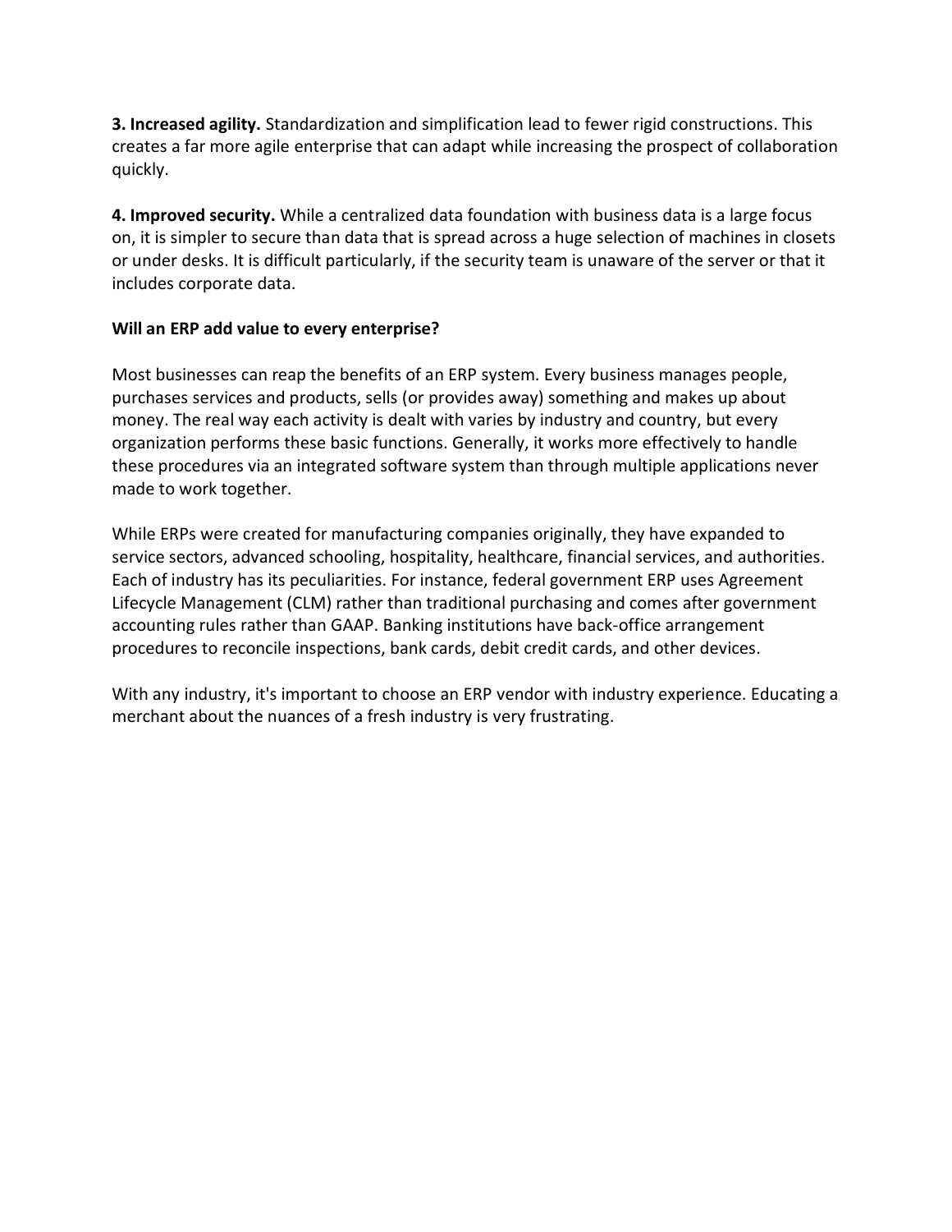**3. Increased agility.** Standardization and simplification lead to fewer rigid constructions. This creates a far more agile enterprise that can adapt while increasing the prospect of collaboration quickly.

**4. Improved security.** While a centralized data foundation with business data is a large focus on, it is simpler to secure than data that is spread across a huge selection of machines in closets or under desks. It is difficult particularly, if the security team is unaware of the server or that it includes corporate data.

**Will an ERP add value to every enterprise?**

Most businesses can reap the benefits of an ERP system. Every business manages people, purchases services and products, sells (or provides away) something and makes up about money. The real way each activity is dealt with varies by industry and country, but every organization performs these basic functions. Generally, it works more effectively to handle these procedures via an integrated software system than through multiple applications never made to work together.

While ERPs were created for manufacturing companies originally, they have expanded to service sectors, advanced schooling, hospitality, healthcare, financial services, and authorities. Each of industry has its peculiarities. For instance, federal government ERP uses Agreement Lifecycle Management (CLM) rather than traditional purchasing and comes after government accounting rules rather than GAAP. Banking institutions have back-office arrangement procedures to reconcile inspections, bank cards, debit credit cards, and other devices.

With any industry, it's important to choose an ERP vendor with industry experience. Educating a merchant about the nuances of a fresh industry is very frustrating.